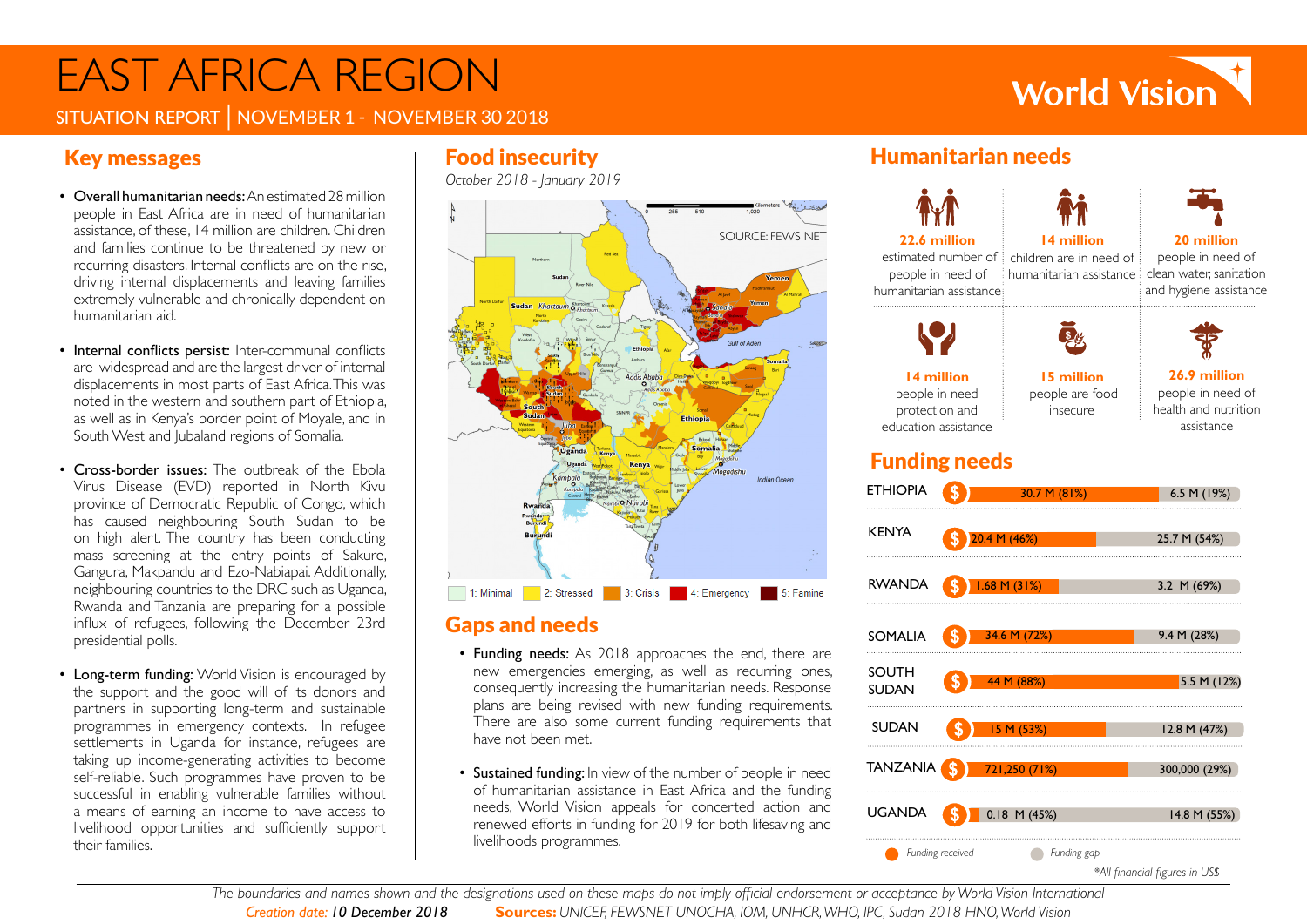# EAST AFRICA REGION

SITUATION REPORT | NOVEMBER 1 - NOVEMBER 30 2018

World Vision

## Key messages

- **Overall humanitarian needs:** An estimated 28 million people in East Africa are in need of humanitarian assistance, of these, 14 million are children. Children and families continue to be threatened by new or recurring disasters. Internal conflicts are on the rise, driving internal displacements and leaving families extremely vulnerable and chronically dependent on humanitarian aid.

- **Internal conflicts persist:** Inter-communal conflicts are widespread and are the largest driver of internal displacements in most parts of East Africa. This was noted in the western and southern part of Ethiopia, as well as in Kenya's border point of Moyale, and in South West and Jubaland regions of Somalia.

- **Cross-border issues:** The outbreak of the Ebola Virus Disease (EVD) reported in North Kivu province of Democratic Republic of Congo, which has caused neighbouring South Sudan to be on high alert. The country has been conducting mass screening at the entry points of Sakure, Gangura, Makpandu and Ezo-Nabiapai. Additionally, neighbouring countries to the DRC such as Uganda, Rwanda and Tanzania are preparing for a possible influx of refugees, following the December 23rd presidential polls.

- **Long-term funding:** World Vision is encouraged by the support and the good will of its donors and partners in supporting long-term and sustainable programmes in emergency contexts. In refugee settlements in Uganda for instance, refugees are taking up income-generating activities to become self-reliable. Such programmes have proven to be successful in enabling vulnerable families without a means of earning an income to have access to livelihood opportunities and sufficiently support their families.

## Food insecurity

*October 2018 - January 2019*

SOURCE: FEWS NET

1: Minimal | 2: Stressed | 3: Crisis | 4: Emergency | 5: Famine

## Gaps and needs

- **Funding needs:** As 2018 approaches the end, there are new emergencies emerging, as well as recurring ones, consequently increasing the humanitarian needs. Response plans are being revised with new funding requirements. There are also some current funding requirements that have not been met.

- **Sustained funding:** In view of the number of people in need of humanitarian assistance in East Africa and the funding needs, World Vision appeals for concerted action and renewed efforts in funding for 2019 for both lifesaving and livelihoods programmes.

## Humanitarian needs

- **22.6 million** estimated number of people in need of humanitarian assistance
- **14 million** children are in need of humanitarian assistance
- **20 million** people in need of clean water, sanitation and hygiene assistance
- **14 million** people in need protection and education assistance
- **15 million** people are food insecure
- **26.9 million** people in need of health and nutrition assistance

## Funding needs

| Country | Funding received | Funding gap |
|---|---|---|
| ETHIOPIA | 30.7 M (81%) | 6.5 M (19%) |
| KENYA | 20.4 M (46%) | 25.7 M (54%) |
| RWANDA | 1.68 M (31%) | 3.2 M (69%) |
| SOMALIA | 34.6 M (72%) | 9.4 M (28%) |
| SOUTH SUDAN | 44 M (88%) | 5.5 M (12%) |
| SUDAN | 15 M (53%) | 12.8 M (47%) |
| TANZANIA | 721,250 (71%) | 300,000 (29%) |
| UGANDA | 0.18 M (45%) | 14.8 M (55%) |

*\*All financial figures in US$*

*The boundaries and names shown and the designations used on these maps do not imply official endorsement or acceptance by World Vision International*

*Creation date:* ***10 December 2018*** **Sources:** *UNICEF, FEWSNET UNOCHA, IOM, UNHCR, WHO, IPC, Sudan 2018 HNO, World Vision*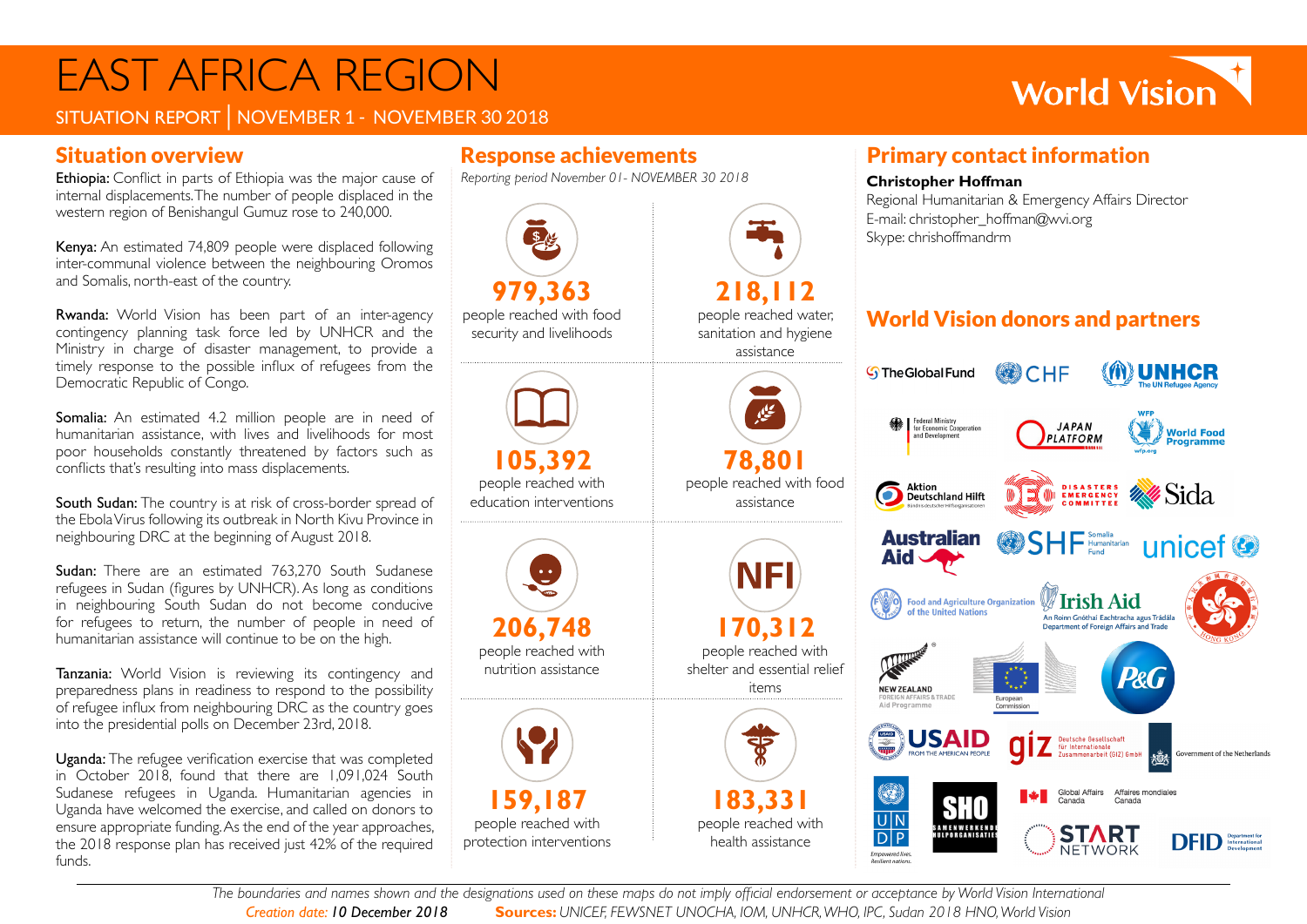# EAST AFRICA REGION

SITUATION REPORT | NOVEMBER 1 - NOVEMBER 30 2018

World Vision

## Situation overview

**Ethiopia:** Conflict in parts of Ethiopia was the major cause of internal displacements. The number of people displaced in the western region of Benishangul Gumuz rose to 240,000.

**Kenya:** An estimated 74,809 people were displaced following inter-communal violence between the neighbouring Oromos and Somalis, north-east of the country.

**Rwanda:** World Vision has been part of an inter-agency contingency planning task force led by UNHCR and the Ministry in charge of disaster management, to provide a timely response to the possible influx of refugees from the Democratic Republic of Congo.

**Somalia:** An estimated 4.2 million people are in need of humanitarian assistance, with lives and livelihoods for most poor households constantly threatened by factors such as conflicts that's resulting into mass displacements.

**South Sudan:** The country is at risk of cross-border spread of the Ebola Virus following its outbreak in North Kivu Province in neighbouring DRC at the beginning of August 2018.

**Sudan:** There are an estimated 763,270 South Sudanese refugees in Sudan (figures by UNHCR). As long as conditions in neighbouring South Sudan do not become conducive for refugees to return, the number of people in need of humanitarian assistance will continue to be on the high.

**Tanzania:** World Vision is reviewing its contingency and preparedness plans in readiness to respond to the possibility of refugee influx from neighbouring DRC as the country goes into the presidential polls on December 23rd, 2018.

**Uganda:** The refugee verification exercise that was completed in October 2018, found that there are 1,091,024 South Sudanese refugees in Uganda. Humanitarian agencies in Uganda have welcomed the exercise, and called on donors to ensure appropriate funding. As the end of the year approaches, the 2018 response plan has received just 42% of the required funds.

## Response achievements

*Reporting period November 01- NOVEMBER 30 2018*

**979,363**
people reached with food security and livelihoods

**218,112**
people reached water, sanitation and hygiene assistance

**105,392**
people reached with education interventions

**78,801**
people reached with food assistance

**206,748**
people reached with nutrition assistance

**170,312**
people reached with shelter and essential relief items

**159,187**
people reached with protection interventions

**183,331**
people reached with health assistance

## Primary contact information

**Christopher Hoffman**
Regional Humanitarian & Emergency Affairs Director
E-mail: christopher_hoffman@wvi.org
Skype: chrishoffmandrm

## World Vision donors and partners

The Global Fund, CHF, UNHCR The UN Refugee Agency, Federal Ministry for Economic Cooperation and Development, Japan Platform, World Food Programme, Aktion Deutschland Hilft, Disasters Emergency Committee, Sida, Australian Aid, SHF Somalia Humanitarian Fund, unicef, Food and Agriculture Organization of the United Nations, Irish Aid An Roinn Gnóthaí Eachtracha agus Trádála Department of Foreign Affairs and Trade, Hong Kong, New Zealand Foreign Affairs & Trade Aid Programme, European Commission, P&G, USAID From the American People, giz Deutsche Gesellschaft für Internationale Zusammenarbeit (GIZ) GmbH, Government of the Netherlands, UNDP Empowered lives. Resilient nations., SHO Samenwerkende Hulporganisaties, Global Affairs Canada / Affaires mondiales Canada, Start Network, DFID Department for International Development

*The boundaries and names shown and the designations used on these maps do not imply official endorsement or acceptance by World Vision International*

*Creation date: 10 December 2018* **Sources:** *UNICEF, FEWSNET UNOCHA, IOM, UNHCR, WHO, IPC, Sudan 2018 HNO, World Vision*